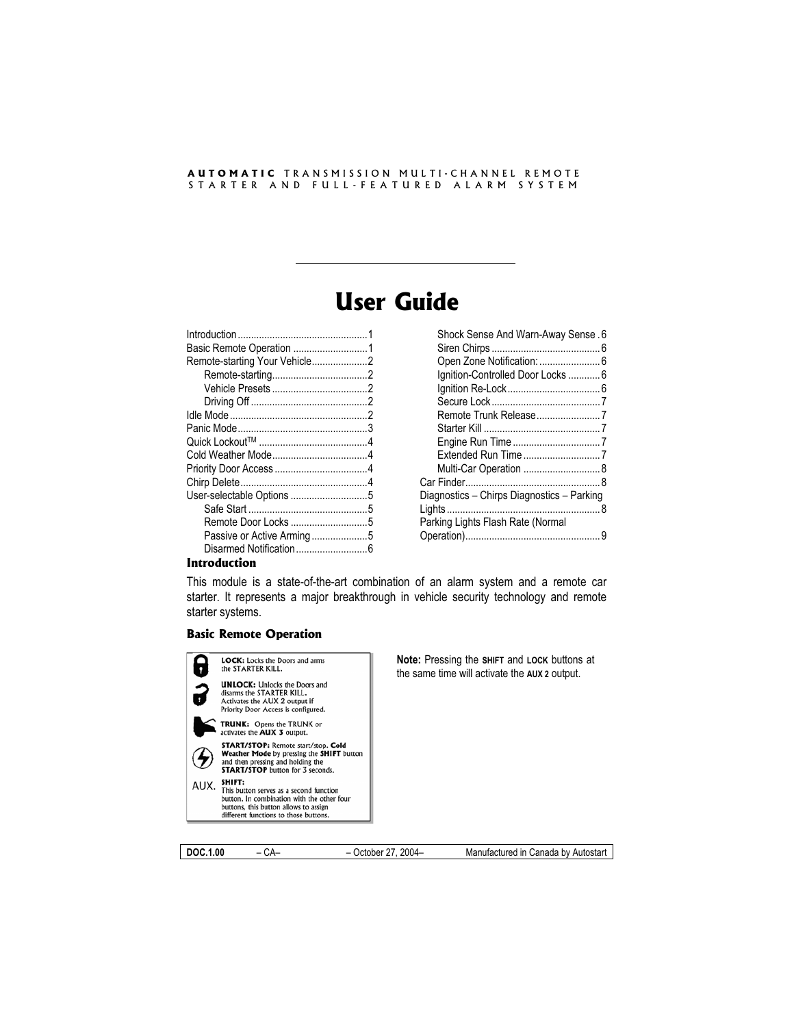**AUTOMATIC** TRANSMISSION MULTI-CHANNEL REMOTE STARTER AND FULL-FEATURED ALARM SYSTEM

# User Guide

Introduction ........................................ 1
Basic Remote Operation ........................ 1
Remote-starting Your Vehicle .................. 2
- Remote-starting ................................ 2
- Vehicle Presets ................................ 2
- Driving Off ...................................... 2

Idle Mode .............................................. 2
Panic Mode ............................................ 3
Quick Lockout™ ..................................... 4
Cold Weather Mode ................................ 4
Priority Door Access .............................. 4
Chirp Delete .......................................... 4
User-selectable Options ......................... 5
- Safe Start ........................................ 5
- Remote Door Locks .......................... 5
- Passive or Active Arming .................. 5
- Disarmed Notification ....................... 6
- Shock Sense And Warn-Away Sense . 6
- Siren Chirps ..................................... 6
- Open Zone Notification: .................... 6
- Ignition-Controlled Door Locks .......... 6
- Ignition Re-Lock ............................... 6
- Secure Lock ..................................... 7
- Remote Trunk Release ..................... 7
- Starter Kill ....................................... 7
- Engine Run Time .............................. 7
- Extended Run Time .......................... 7
- Multi-Car Operation ......................... 8

Car Finder .............................................. 8
Diagnostics – Chirps Diagnostics – Parking Lights .................................................... 8
Parking Lights Flash Rate (Normal Operation) ............................................... 9

## Introduction

This module is a state-of-the-art combination of an alarm system and a remote car starter. It represents a major breakthrough in vehicle security technology and remote starter systems.

## Basic Remote Operation

**LOCK:** Locks the Doors and arms the STARTER KILL.

**UNLOCK:** Unlocks the Doors and disarms the STARTER KILL. Activates the AUX 2 output if Priority Door Access is configured.

**TRUNK:** Opens the TRUNK or activates the **AUX 3** output.

**START/STOP:** Remote start/stop. **Cold Weather Mode** by pressing the **SHIFT** button and then pressing and holding the **START/STOP** button for 3 seconds.

AUX. **SHIFT:** This button serves as a second function button. In combination with the other four buttons, this button allows to assign different functions to those buttons.

**Note:** Pressing the **SHIFT** and **LOCK** buttons at the same time will activate the **AUX 2** output.

| DOC.1.00 | – CA– | – October 27, 2004– | Manufactured in Canada by Autostart |
|---|---|---|---|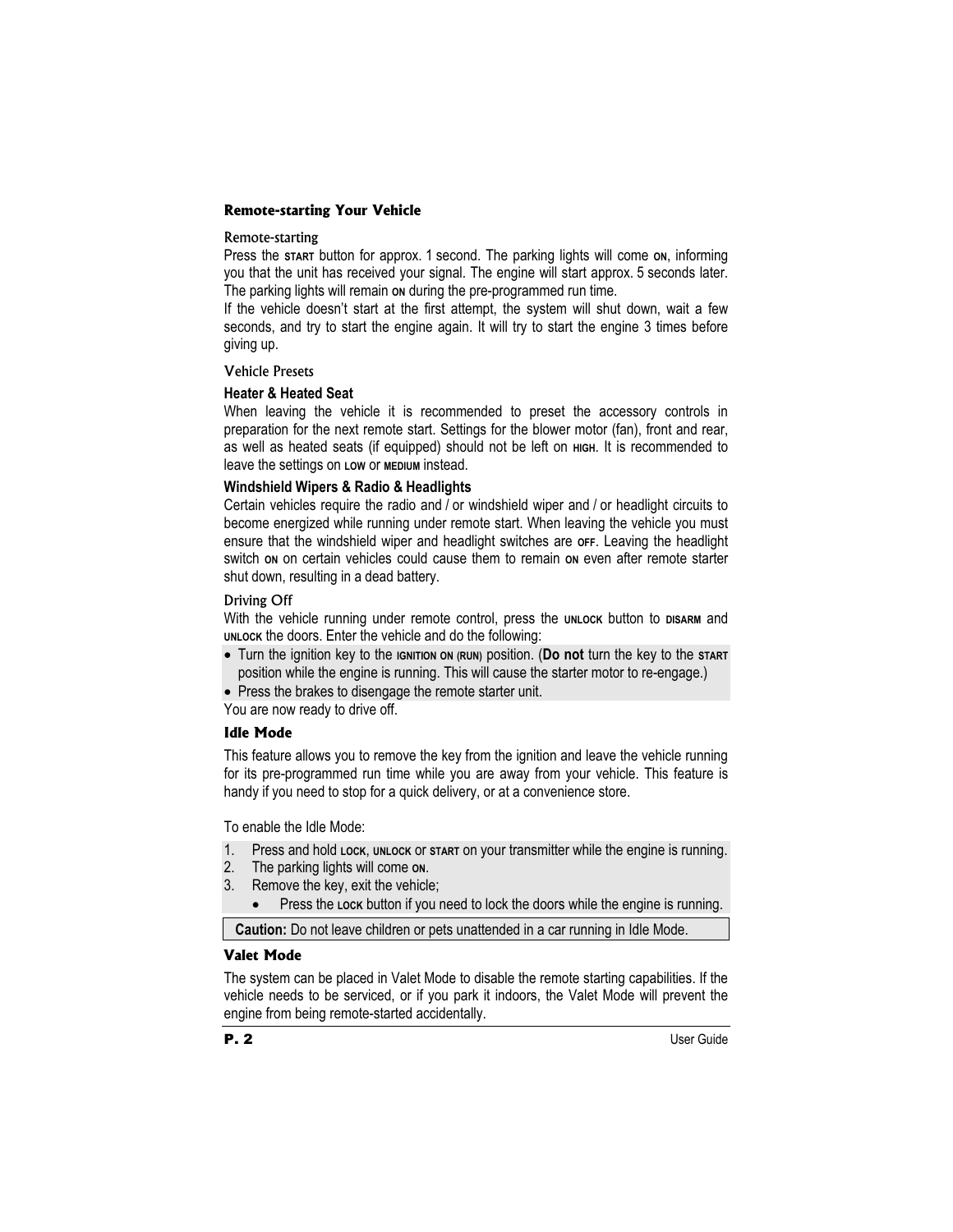## Remote-starting Your Vehicle

### Remote-starting

Press the **START** button for approx. 1 second. The parking lights will come **ON**, informing you that the unit has received your signal. The engine will start approx. 5 seconds later. The parking lights will remain **ON** during the pre-programmed run time.

If the vehicle doesn't start at the first attempt, the system will shut down, wait a few seconds, and try to start the engine again. It will try to start the engine 3 times before giving up.

### Vehicle Presets

#### Heater & Heated Seat

When leaving the vehicle it is recommended to preset the accessory controls in preparation for the next remote start. Settings for the blower motor (fan), front and rear, as well as heated seats (if equipped) should not be left on **HIGH**. It is recommended to leave the settings on **LOW** or **MEDIUM** instead.

#### Windshield Wipers & Radio & Headlights

Certain vehicles require the radio and / or windshield wiper and / or headlight circuits to become energized while running under remote start. When leaving the vehicle you must ensure that the windshield wiper and headlight switches are **OFF**. Leaving the headlight switch **ON** on certain vehicles could cause them to remain **ON** even after remote starter shut down, resulting in a dead battery.

### Driving Off

With the vehicle running under remote control, press the **UNLOCK** button to **DISARM** and **UNLOCK** the doors. Enter the vehicle and do the following:

- Turn the ignition key to the **IGNITION ON (RUN)** position. (**Do not** turn the key to the **START** position while the engine is running. This will cause the starter motor to re-engage.)
- Press the brakes to disengage the remote starter unit.

You are now ready to drive off.

## Idle Mode

This feature allows you to remove the key from the ignition and leave the vehicle running for its pre-programmed run time while you are away from your vehicle. This feature is handy if you need to stop for a quick delivery, or at a convenience store.

To enable the Idle Mode:

1. Press and hold **LOCK**, **UNLOCK** or **START** on your transmitter while the engine is running.
2. The parking lights will come **ON**.
3. Remove the key, exit the vehicle;
   - Press the **LOCK** button if you need to lock the doors while the engine is running.

**Caution:** Do not leave children or pets unattended in a car running in Idle Mode.

## Valet Mode

The system can be placed in Valet Mode to disable the remote starting capabilities. If the vehicle needs to be serviced, or if you park it indoors, the Valet Mode will prevent the engine from being remote-started accidentally.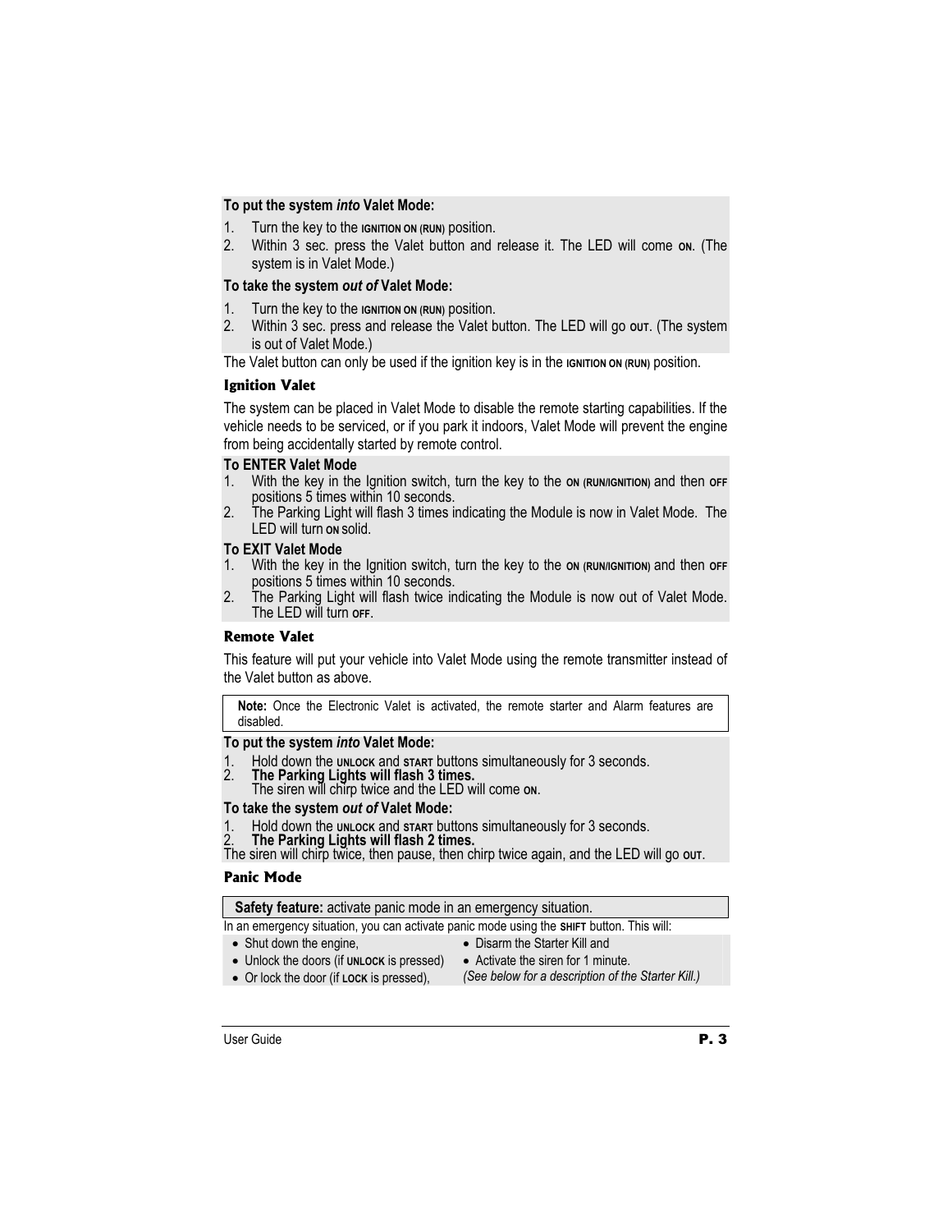**To put the system *into* Valet Mode:**

1. Turn the key to the IGNITION ON (RUN) position.
2. Within 3 sec. press the Valet button and release it. The LED will come ON. (The system is in Valet Mode.)

**To take the system *out of* Valet Mode:**

1. Turn the key to the IGNITION ON (RUN) position.
2. Within 3 sec. press and release the Valet button. The LED will go OUT. (The system is out of Valet Mode.)

The Valet button can only be used if the ignition key is in the IGNITION ON (RUN) position.

### Ignition Valet

The system can be placed in Valet Mode to disable the remote starting capabilities. If the vehicle needs to be serviced, or if you park it indoors, Valet Mode will prevent the engine from being accidentally started by remote control.

**To ENTER Valet Mode**

1. With the key in the Ignition switch, turn the key to the ON (RUN/IGNITION) and then OFF positions 5 times within 10 seconds.
2. The Parking Light will flash 3 times indicating the Module is now in Valet Mode. The LED will turn ON solid.

**To EXIT Valet Mode**

1. With the key in the Ignition switch, turn the key to the ON (RUN/IGNITION) and then OFF positions 5 times within 10 seconds.
2. The Parking Light will flash twice indicating the Module is now out of Valet Mode. The LED will turn OFF.

### Remote Valet

This feature will put your vehicle into Valet Mode using the remote transmitter instead of the Valet button as above.

> **Note:** Once the Electronic Valet is activated, the remote starter and Alarm features are disabled.

**To put the system *into* Valet Mode:**

1. Hold down the UNLOCK and START buttons simultaneously for 3 seconds.
2. **The Parking Lights will flash 3 times.**
   The siren will chirp twice and the LED will come ON.

**To take the system *out of* Valet Mode:**

1. Hold down the UNLOCK and START buttons simultaneously for 3 seconds.
2. **The Parking Lights will flash 2 times.**

The siren will chirp twice, then pause, then chirp twice again, and the LED will go OUT.

### Panic Mode

> **Safety feature:** activate panic mode in an emergency situation.

In an emergency situation, you can activate panic mode using the SHIFT button. This will:

- Shut down the engine,
- Unlock the doors (if UNLOCK is pressed)
- Or lock the door (if LOCK is pressed),
- Disarm the Starter Kill and
- Activate the siren for 1 minute.

*(See below for a description of the Starter Kill.)*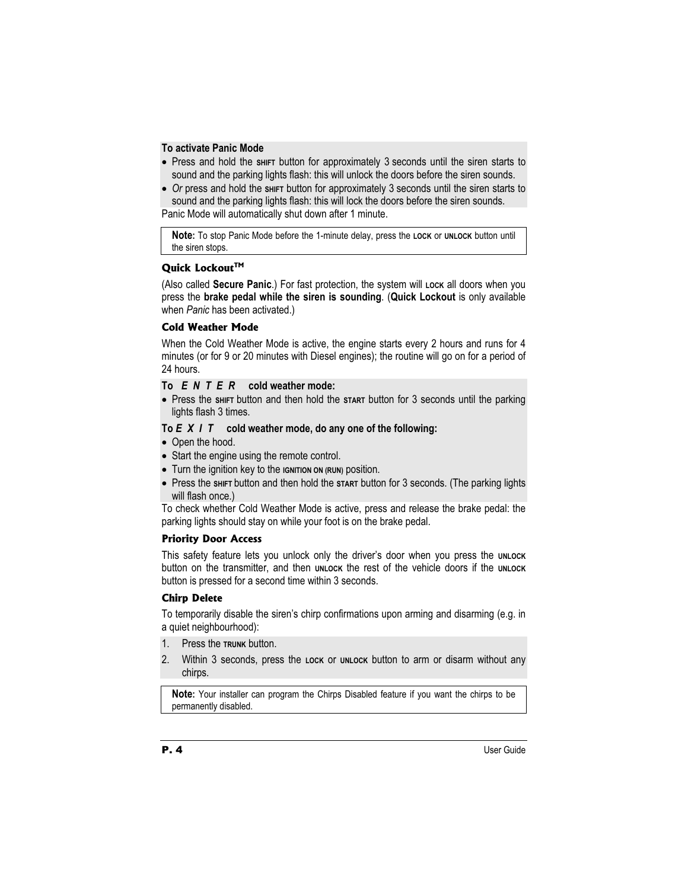**To activate Panic Mode**

- Press and hold the SHIFT button for approximately 3 seconds until the siren starts to sound and the parking lights flash: this will unlock the doors before the siren sounds.
- *Or* press and hold the SHIFT button for approximately 3 seconds until the siren starts to sound and the parking lights flash: this will lock the doors before the siren sounds.

Panic Mode will automatically shut down after 1 minute.

> **Note:** To stop Panic Mode before the 1-minute delay, press the LOCK or UNLOCK button until the siren stops.

### Quick Lockout™

(Also called **Secure Panic**.) For fast protection, the system will LOCK all doors when you press the **brake pedal while the siren is sounding**. (**Quick Lockout** is only available when *Panic* has been activated.)

### Cold Weather Mode

When the Cold Weather Mode is active, the engine starts every 2 hours and runs for 4 minutes (or for 9 or 20 minutes with Diesel engines); the routine will go on for a period of 24 hours.

**To *ENTER* cold weather mode:**

- Press the SHIFT button and then hold the START button for 3 seconds until the parking lights flash 3 times.

**To *EXIT* cold weather mode, do any one of the following:**

- Open the hood.
- Start the engine using the remote control.
- Turn the ignition key to the IGNITION ON (RUN) position.
- Press the SHIFT button and then hold the START button for 3 seconds. (The parking lights will flash once.)

To check whether Cold Weather Mode is active, press and release the brake pedal: the parking lights should stay on while your foot is on the brake pedal.

### Priority Door Access

This safety feature lets you unlock only the driver's door when you press the UNLOCK button on the transmitter, and then UNLOCK the rest of the vehicle doors if the UNLOCK button is pressed for a second time within 3 seconds.

### Chirp Delete

To temporarily disable the siren's chirp confirmations upon arming and disarming (e.g. in a quiet neighbourhood):

1. Press the TRUNK button.
2. Within 3 seconds, press the LOCK or UNLOCK button to arm or disarm without any chirps.

> **Note:** Your installer can program the Chirps Disabled feature if you want the chirps to be permanently disabled.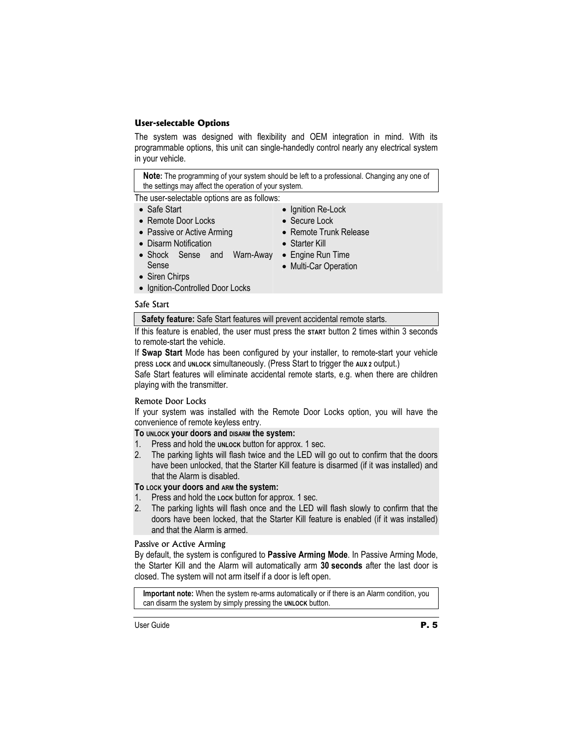## User-selectable Options

The system was designed with flexibility and OEM integration in mind. With its programmable options, this unit can single-handedly control nearly any electrical system in your vehicle.

> **Note:** The programming of your system should be left to a professional. Changing any one of the settings may affect the operation of your system.

The user-selectable options are as follows:

- Safe Start
- Remote Door Locks
- Passive or Active Arming
- Disarm Notification
- Shock Sense and Warn-Away Sense
- Siren Chirps
- Ignition-Controlled Door Locks
- Ignition Re-Lock
- Secure Lock
- Remote Trunk Release
- Starter Kill
- Engine Run Time
- Multi-Car Operation

### Safe Start

> **Safety feature:** Safe Start features will prevent accidental remote starts.

If this feature is enabled, the user must press the START button 2 times within 3 seconds to remote-start the vehicle.

If **Swap Start** Mode has been configured by your installer, to remote-start your vehicle press LOCK and UNLOCK simultaneously. (Press Start to trigger the AUX 2 output.)

Safe Start features will eliminate accidental remote starts, e.g. when there are children playing with the transmitter.

### Remote Door Locks

If your system was installed with the Remote Door Locks option, you will have the convenience of remote keyless entry.

**To UNLOCK your doors and DISARM the system:**

1. Press and hold the UNLOCK button for approx. 1 sec.
2. The parking lights will flash twice and the LED will go out to confirm that the doors have been unlocked, that the Starter Kill feature is disarmed (if it was installed) and that the Alarm is disabled.

**To LOCK your doors and ARM the system:**

1. Press and hold the LOCK button for approx. 1 sec.
2. The parking lights will flash once and the LED will flash slowly to confirm that the doors have been locked, that the Starter Kill feature is enabled (if it was installed) and that the Alarm is armed.

### Passive or Active Arming

By default, the system is configured to **Passive Arming Mode**. In Passive Arming Mode, the Starter Kill and the Alarm will automatically arm **30 seconds** after the last door is closed. The system will not arm itself if a door is left open.

> **Important note:** When the system re-arms automatically or if there is an Alarm condition, you can disarm the system by simply pressing the UNLOCK button.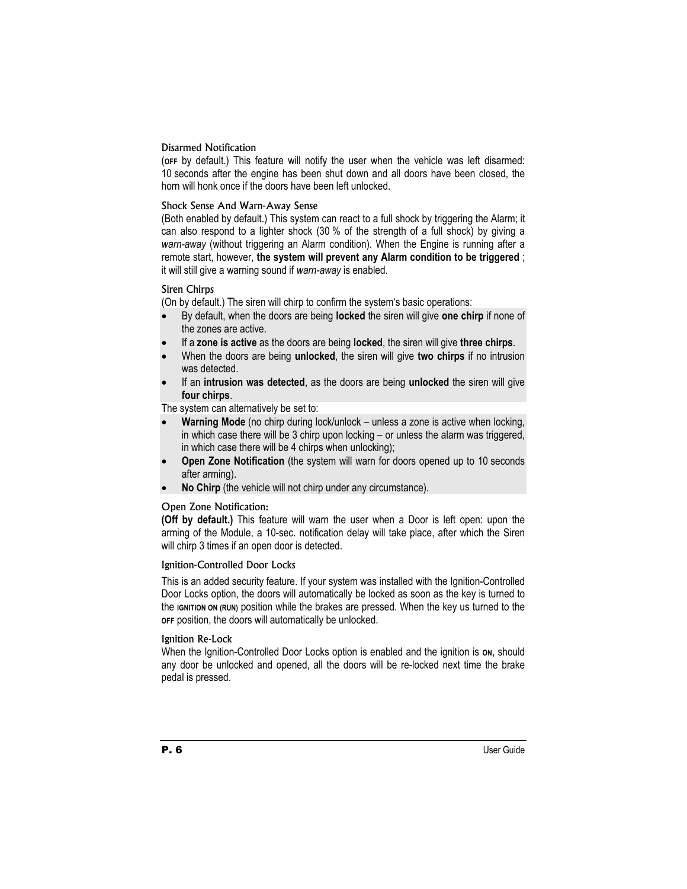### Disarmed Notification

(OFF by default.) This feature will notify the user when the vehicle was left disarmed: 10 seconds after the engine has been shut down and all doors have been closed, the horn will honk once if the doors have been left unlocked.

### Shock Sense And Warn-Away Sense

(Both enabled by default.) This system can react to a full shock by triggering the Alarm; it can also respond to a lighter shock (30 % of the strength of a full shock) by giving a *warn-away* (without triggering an Alarm condition). When the Engine is running after a remote start, however, **the system will prevent any Alarm condition to be triggered** ; it will still give a warning sound if *warn-away* is enabled.

### Siren Chirps

(On by default.) The siren will chirp to confirm the system's basic operations:

- By default, when the doors are being **locked** the siren will give **one chirp** if none of the zones are active.
- If a **zone is active** as the doors are being **locked**, the siren will give **three chirps**.
- When the doors are being **unlocked**, the siren will give **two chirps** if no intrusion was detected.
- If an **intrusion was detected**, as the doors are being **unlocked** the siren will give **four chirps**.

The system can alternatively be set to:

- **Warning Mode** (no chirp during lock/unlock – unless a zone is active when locking, in which case there will be 3 chirp upon locking – or unless the alarm was triggered, in which case there will be 4 chirps when unlocking);
- **Open Zone Notification** (the system will warn for doors opened up to 10 seconds after arming).
- **No Chirp** (the vehicle will not chirp under any circumstance).

### Open Zone Notification:

**(Off by default.)** This feature will warn the user when a Door is left open: upon the arming of the Module, a 10-sec. notification delay will take place, after which the Siren will chirp 3 times if an open door is detected.

### Ignition-Controlled Door Locks

This is an added security feature. If your system was installed with the Ignition-Controlled Door Locks option, the doors will automatically be locked as soon as the key is turned to the IGNITION ON (RUN) position while the brakes are pressed. When the key us turned to the OFF position, the doors will automatically be unlocked.

### Ignition Re-Lock

When the Ignition-Controlled Door Locks option is enabled and the ignition is ON, should any door be unlocked and opened, all the doors will be re-locked next time the brake pedal is pressed.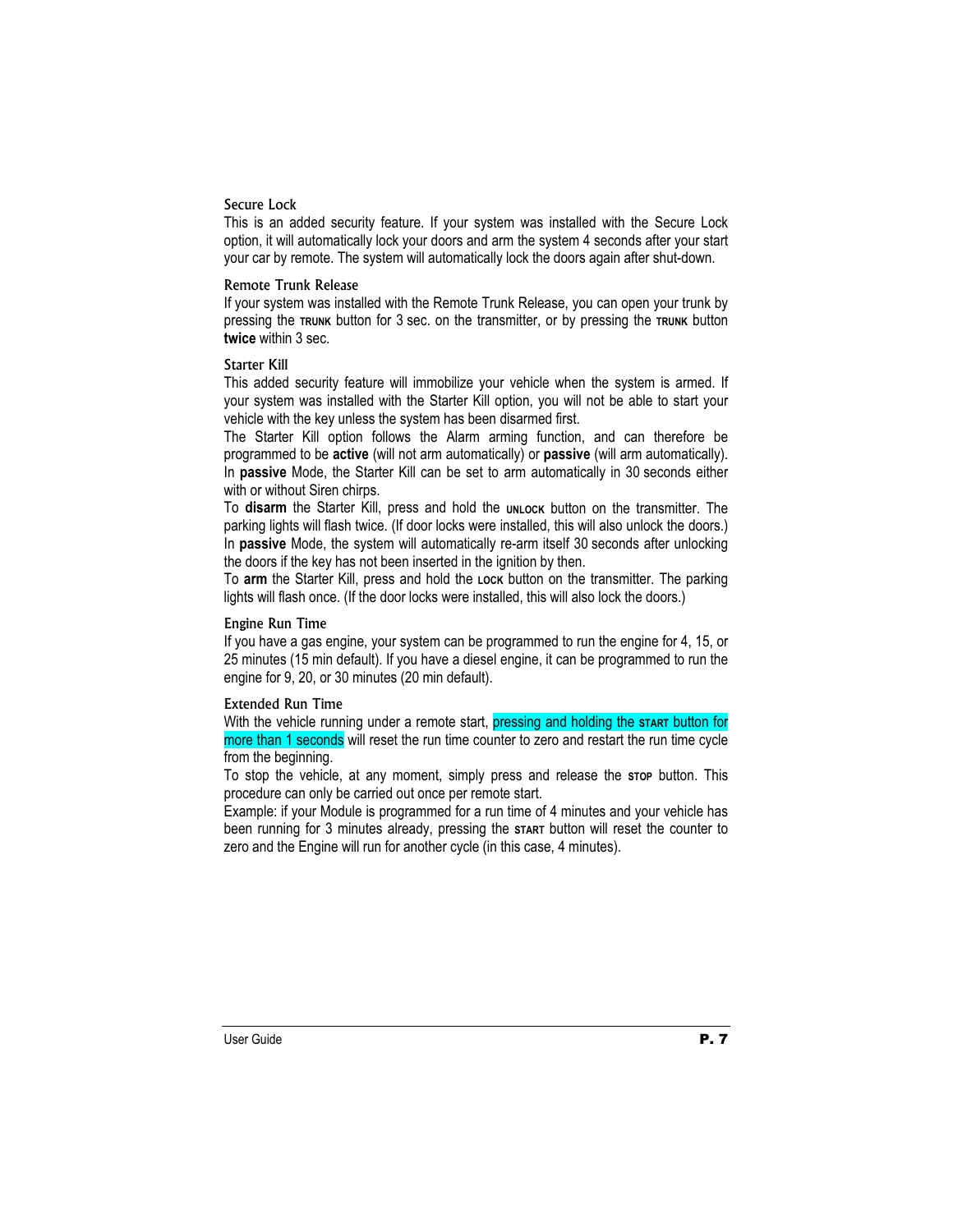### Secure Lock

This is an added security feature. If your system was installed with the Secure Lock option, it will automatically lock your doors and arm the system 4 seconds after your start your car by remote. The system will automatically lock the doors again after shut-down.

### Remote Trunk Release

If your system was installed with the Remote Trunk Release, you can open your trunk by pressing the TRUNK button for 3 sec. on the transmitter, or by pressing the TRUNK button **twice** within 3 sec.

### Starter Kill

This added security feature will immobilize your vehicle when the system is armed. If your system was installed with the Starter Kill option, you will not be able to start your vehicle with the key unless the system has been disarmed first.

The Starter Kill option follows the Alarm arming function, and can therefore be programmed to be **active** (will not arm automatically) or **passive** (will arm automatically). In **passive** Mode, the Starter Kill can be set to arm automatically in 30 seconds either with or without Siren chirps.

To **disarm** the Starter Kill, press and hold the UNLOCK button on the transmitter. The parking lights will flash twice. (If door locks were installed, this will also unlock the doors.) In **passive** Mode, the system will automatically re-arm itself 30 seconds after unlocking the doors if the key has not been inserted in the ignition by then.

To **arm** the Starter Kill, press and hold the LOCK button on the transmitter. The parking lights will flash once. (If the door locks were installed, this will also lock the doors.)

### Engine Run Time

If you have a gas engine, your system can be programmed to run the engine for 4, 15, or 25 minutes (15 min default). If you have a diesel engine, it can be programmed to run the engine for 9, 20, or 30 minutes (20 min default).

### Extended Run Time

With the vehicle running under a remote start, pressing and holding the START button for more than 1 seconds will reset the run time counter to zero and restart the run time cycle from the beginning.

To stop the vehicle, at any moment, simply press and release the STOP button. This procedure can only be carried out once per remote start.

Example: if your Module is programmed for a run time of 4 minutes and your vehicle has been running for 3 minutes already, pressing the START button will reset the counter to zero and the Engine will run for another cycle (in this case, 4 minutes).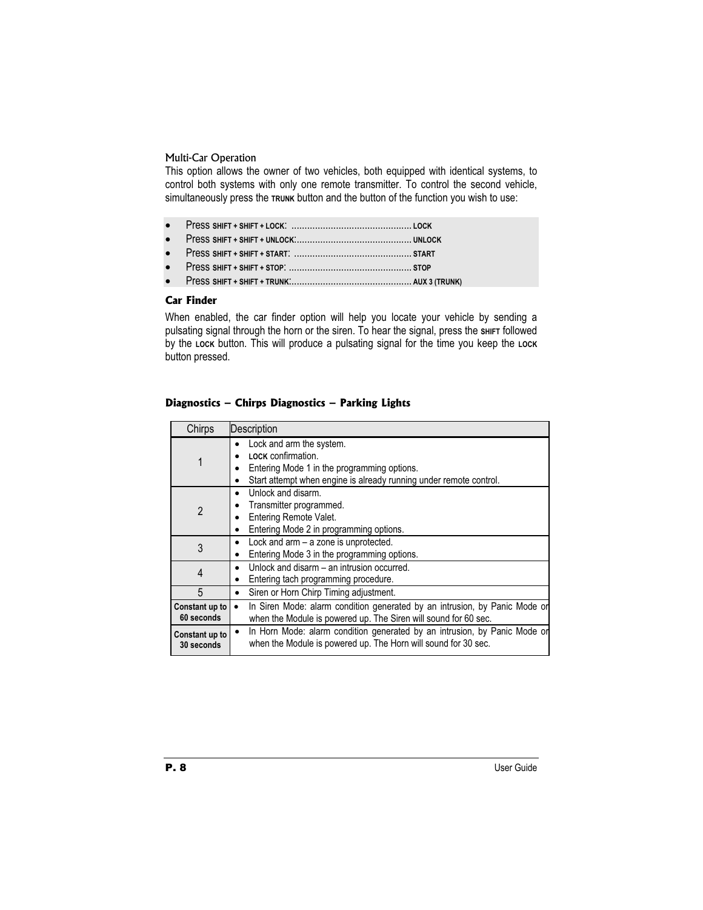### Multi-Car Operation

This option allows the owner of two vehicles, both equipped with identical systems, to control both systems with only one remote transmitter. To control the second vehicle, simultaneously press the **TRUNK** button and the button of the function you wish to use:

- Press **SHIFT + SHIFT + LOCK**: ............................................. **LOCK**
- Press **SHIFT + SHIFT + UNLOCK**:........................................... **UNLOCK**
- Press **SHIFT + SHIFT + START**: ............................................ **START**
- Press **SHIFT + SHIFT + STOP**: ............................................... **STOP**
- Press **SHIFT + SHIFT + TRUNK**:............................................. **AUX 3 (TRUNK)**

### Car Finder

When enabled, the car finder option will help you locate your vehicle by sending a pulsating signal through the horn or the siren. To hear the signal, press the **SHIFT** followed by the **LOCK** button. This will produce a pulsating signal for the time you keep the **LOCK** button pressed.

### Diagnostics – Chirps Diagnostics – Parking Lights

| Chirps | Description |
| --- | --- |
| 1 | • Lock and arm the system.<br>• **LOCK** confirmation.<br>• Entering Mode 1 in the programming options.<br>• Start attempt when engine is already running under remote control. |
| 2 | • Unlock and disarm.<br>• Transmitter programmed.<br>• Entering Remote Valet.<br>• Entering Mode 2 in programming options. |
| 3 | • Lock and arm – a zone is unprotected.<br>• Entering Mode 3 in the programming options. |
| 4 | • Unlock and disarm – an intrusion occurred.<br>• Entering tach programming procedure. |
| 5 | • Siren or Horn Chirp Timing adjustment. |
| **Constant up to 60 seconds** | • In Siren Mode: alarm condition generated by an intrusion, by Panic Mode or when the Module is powered up. The Siren will sound for 60 sec. |
| **Constant up to 30 seconds** | • In Horn Mode: alarm condition generated by an intrusion, by Panic Mode or when the Module is powered up. The Horn will sound for 30 sec. |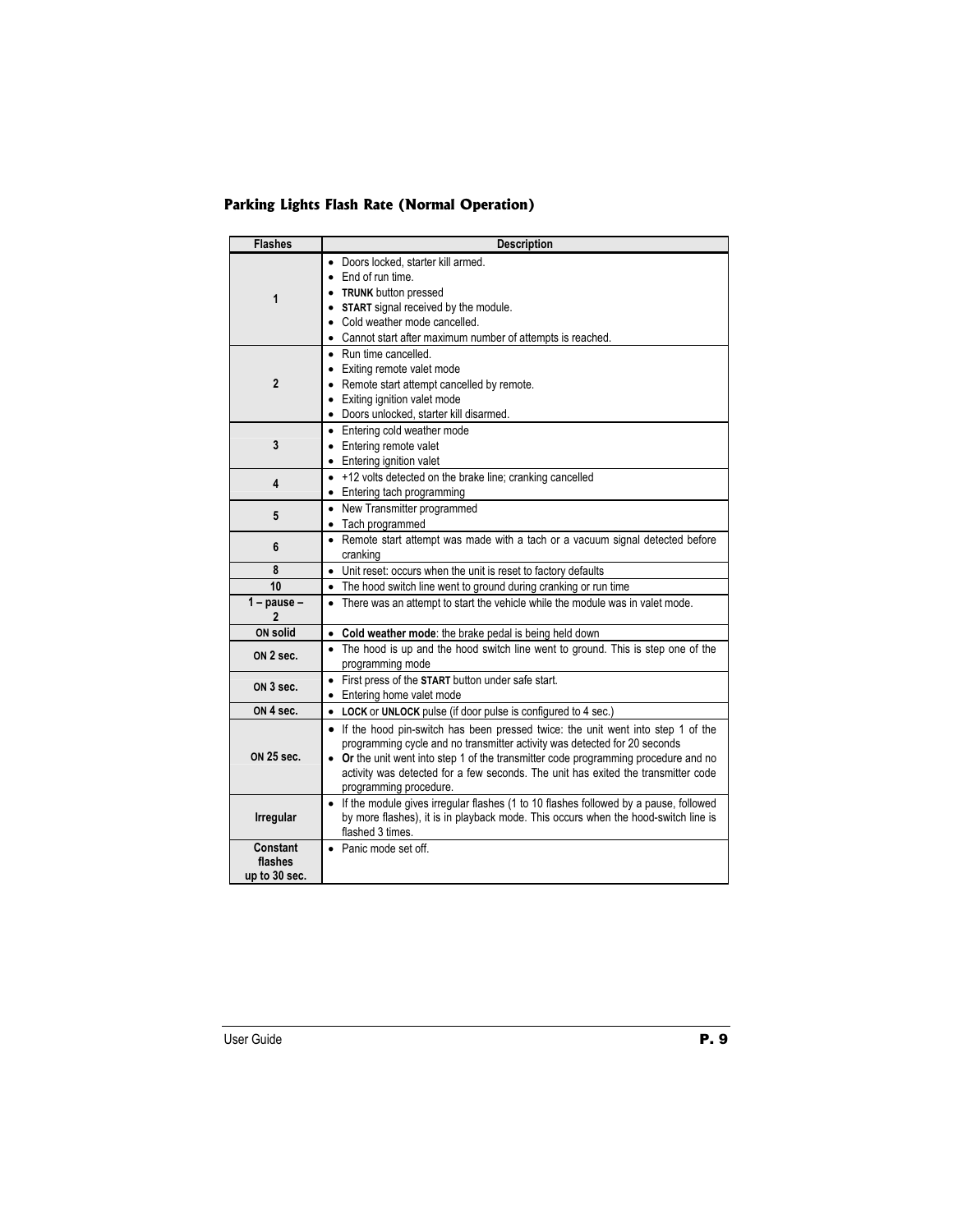## Parking Lights Flash Rate (Normal Operation)

| Flashes | Description |
|---|---|
| 1 | • Doors locked, starter kill armed.<br>• End of run time.<br>• **TRUNK** button pressed<br>• **START** signal received by the module.<br>• Cold weather mode cancelled.<br>• Cannot start after maximum number of attempts is reached. |
| 2 | • Run time cancelled.<br>• Exiting remote valet mode<br>• Remote start attempt cancelled by remote.<br>• Exiting ignition valet mode<br>• Doors unlocked, starter kill disarmed. |
| 3 | • Entering cold weather mode<br>• Entering remote valet<br>• Entering ignition valet |
| 4 | • +12 volts detected on the brake line; cranking cancelled<br>• Entering tach programming |
| 5 | • New Transmitter programmed<br>• Tach programmed |
| 6 | • Remote start attempt was made with a tach or a vacuum signal detected before cranking |
| 8 | • Unit reset: occurs when the unit is reset to factory defaults |
| 10 | • The hood switch line went to ground during cranking or run time |
| 1 – pause – 2 | • There was an attempt to start the vehicle while the module was in valet mode. |
| ON solid | • **Cold weather mode**: the brake pedal is being held down |
| ON 2 sec. | • The hood is up and the hood switch line went to ground. This is step one of the programming mode |
| ON 3 sec. | • First press of the **START** button under safe start.<br>• Entering home valet mode |
| ON 4 sec. | • **LOCK** or **UNLOCK** pulse (if door pulse is configured to 4 sec.) |
| ON 25 sec. | • If the hood pin-switch has been pressed twice: the unit went into step 1 of the programming cycle and no transmitter activity was detected for 20 seconds<br>• **Or** the unit went into step 1 of the transmitter code programming procedure and no activity was detected for a few seconds. The unit has exited the transmitter code programming procedure. |
| Irregular | • If the module gives irregular flashes (1 to 10 flashes followed by a pause, followed by more flashes), it is in playback mode. This occurs when the hood-switch line is flashed 3 times. |
| Constant flashes up to 30 sec. | • Panic mode set off. |